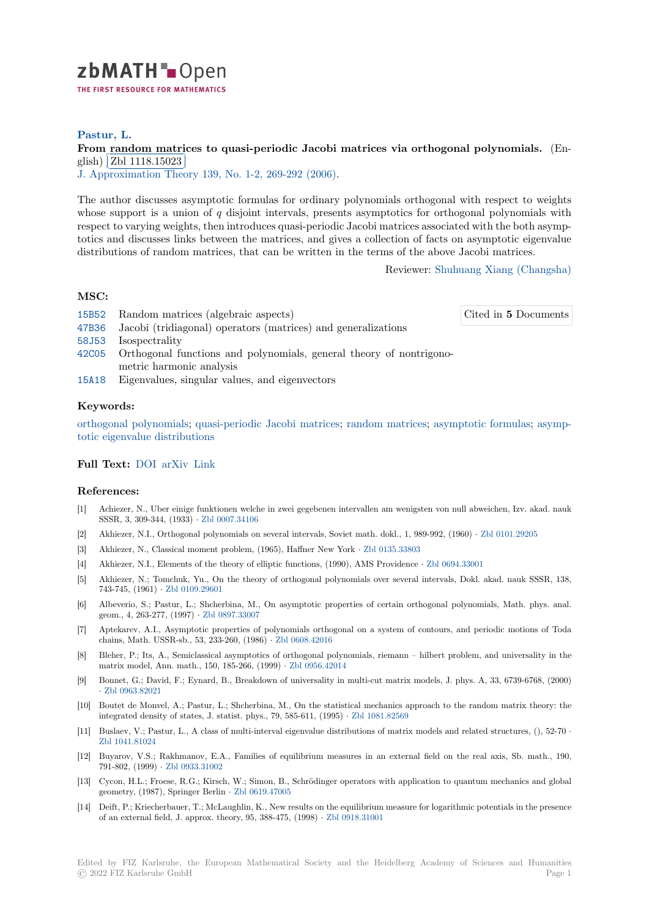zbMATH Open

THE FIRST RESOURCE FOR MATHEMATICS

**Pastur, L.**

**From random matrices to quasi-periodic Jacobi matrices via orthogonal polynomials.** (English) Zbl 1118.15023

J. Approximation Theory 139, No. 1-2, 269-292 (2006).

The author discusses asymptotic formulas for ordinary polynomials orthogonal with respect to weights whose support is a union of $q$ disjoint intervals, presents asymptotics for orthogonal polynomials with respect to varying weights, then introduces quasi-periodic Jacobi matrices associated with the both asymptotics and discusses links between the matrices, and gives a collection of facts on asymptotic eigenvalue distributions of random matrices, that can be written in the terms of the above Jacobi matrices.

Reviewer: Shuhuang Xiang (Changsha)

## MSC:

- 15B52 Random matrices (algebraic aspects)
- 47B36 Jacobi (tridiagonal) operators (matrices) and generalizations
- 58J53 Isospectrality
- 42C05 Orthogonal functions and polynomials, general theory of nontrigonometric harmonic analysis
- 15A18 Eigenvalues, singular values, and eigenvectors

Cited in **5** Documents

## Keywords:

orthogonal polynomials; quasi-periodic Jacobi matrices; random matrices; asymptotic formulas; asymptotic eigenvalue distributions

## Full Text:

DOI arXiv Link

## References:

[1] Achiezer, N., Uber einige funktionen welche in zwei gegebenen intervallen am wenigsten von null abweichen, Izv. akad. nauk SSSR, 3, 309-344, (1933) · Zbl 0007.34106

[2] Akhiezer, N.I., Orthogonal polynomials on several intervals, Soviet math. dokl., 1, 989-992, (1960) · Zbl 0101.29205

[3] Akhiezer, N., Classical moment problem, (1965), Haffner New York · Zbl 0135.33803

[4] Akhiezer, N.I., Elements of the theory of elliptic functions, (1990), AMS Providence · Zbl 0694.33001

[5] Akhiezer, N.; Tomchuk, Yu., On the theory of orthogonal polynomials over several intervals, Dokl. akad. nauk SSSR, 138, 743-745, (1961) · Zbl 0109.29601

[6] Albeverio, S.; Pastur, L.; Shcherbina, M., On asymptotic properties of certain orthogonal polynomials, Math. phys. anal. geom., 4, 263-277, (1997) · Zbl 0897.33007

[7] Aptekarev, A.I., Asymptotic properties of polynomials orthogonal on a system of contours, and periodic motions of Toda chains, Math. USSR-sb., 53, 233-260, (1986) · Zbl 0608.42016

[8] Bleher, P.; Its, A., Semiclassical asymptotics of orthogonal polynomials, riemann – hilbert problem, and universality in the matrix model, Ann. math., 150, 185-266, (1999) · Zbl 0956.42014

[9] Bonnet, G.; David, F.; Eynard, B., Breakdown of universality in multi-cut matrix models, J. phys. A, 33, 6739-6768, (2000) · Zbl 0963.82021

[10] Boutet de Monvel, A.; Pastur, L.; Shcherbina, M., On the statistical mechanics approach to the random matrix theory: the integrated density of states, J. statist. phys., 79, 585-611, (1995) · Zbl 1081.82569

[11] Buslaev, V.; Pastur, L., A class of multi-interval eigenvalue distributions of matrix models and related structures, (), 52-70 · Zbl 1041.81024

[12] Buyarov, V.S.; Rakhmanov, E.A., Families of equilibrium measures in an external field on the real axis, Sb. math., 190, 791-802, (1999) · Zbl 0933.31002

[13] Cycon, H.L.; Froese, R.G.; Kirsch, W.; Simon, B., Schrödinger operators with application to quantum mechanics and global geometry, (1987), Springer Berlin · Zbl 0619.47005

[14] Deift, P.; Kriecherbauer, T.; McLaughlin, K., New results on the equilibrium measure for logarithmic potentials in the presence of an external field, J. approx. theory, 95, 388-475, (1998) · Zbl 0918.31001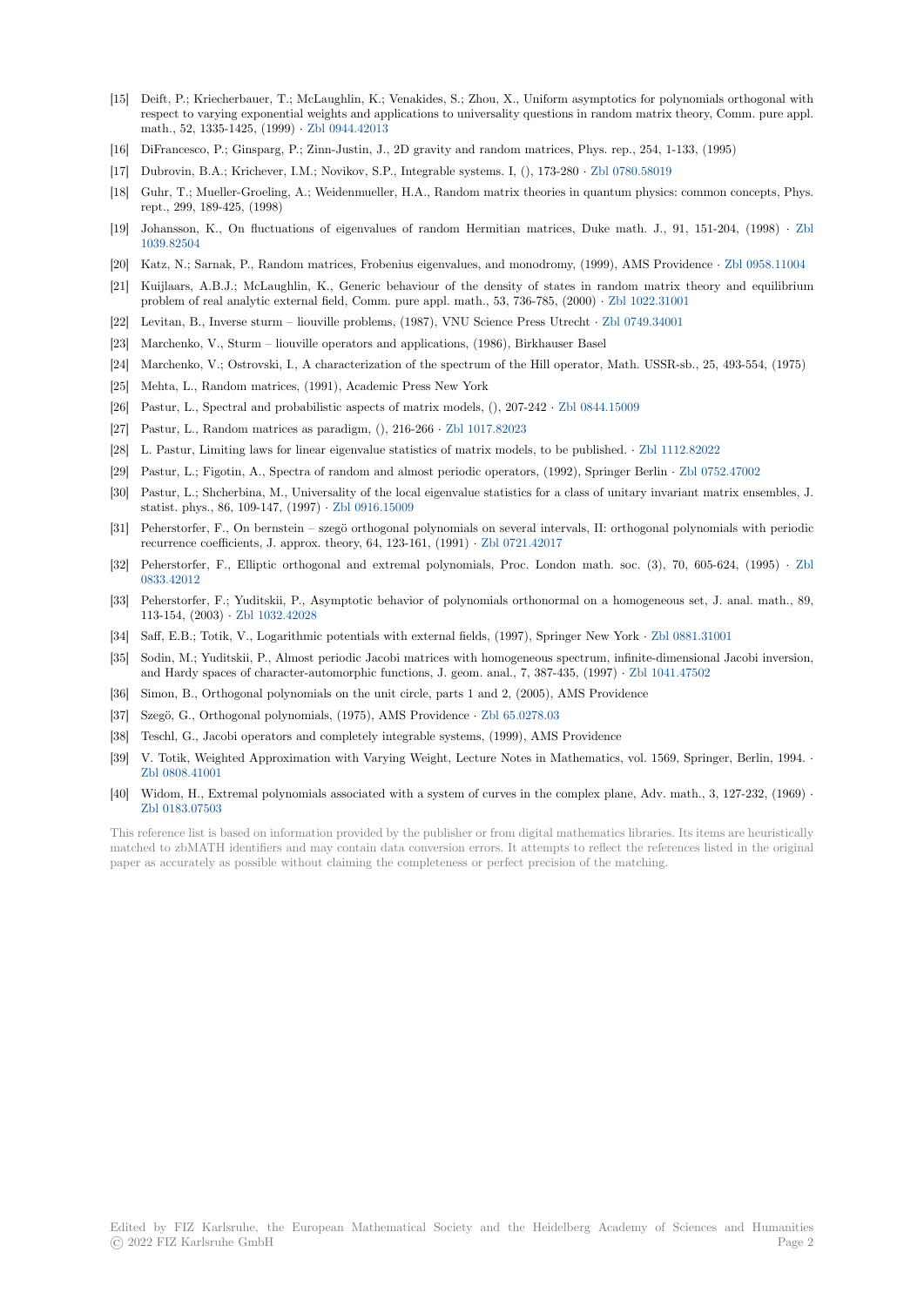[15] Deift, P.; Kriecherbauer, T.; McLaughlin, K.; Venakides, S.; Zhou, X., Uniform asymptotics for polynomials orthogonal with respect to varying exponential weights and applications to universality questions in random matrix theory, Comm. pure appl. math., 52, 1335-1425, (1999) · Zbl 0944.42013

[16] DiFrancesco, P.; Ginsparg, P.; Zinn-Justin, J., 2D gravity and random matrices, Phys. rep., 254, 1-133, (1995)

[17] Dubrovin, B.A.; Krichever, I.M.; Novikov, S.P., Integrable systems. I, (), 173-280 · Zbl 0780.58019

[18] Guhr, T.; Mueller-Groeling, A.; Weidenmueller, H.A., Random matrix theories in quantum physics: common concepts, Phys. rept., 299, 189-425, (1998)

[19] Johansson, K., On fluctuations of eigenvalues of random Hermitian matrices, Duke math. J., 91, 151-204, (1998) · Zbl 1039.82504

[20] Katz, N.; Sarnak, P., Random matrices, Frobenius eigenvalues, and monodromy, (1999), AMS Providence · Zbl 0958.11004

[21] Kuijlaars, A.B.J.; McLaughlin, K., Generic behaviour of the density of states in random matrix theory and equilibrium problem of real analytic external field, Comm. pure appl. math., 53, 736-785, (2000) · Zbl 1022.31001

[22] Levitan, B., Inverse sturm – liouville problems, (1987), VNU Science Press Utrecht · Zbl 0749.34001

[23] Marchenko, V., Sturm – liouville operators and applications, (1986), Birkhauser Basel

[24] Marchenko, V.; Ostrovski, I., A characterization of the spectrum of the Hill operator, Math. USSR-sb., 25, 493-554, (1975)

[25] Mehta, L., Random matrices, (1991), Academic Press New York

[26] Pastur, L., Spectral and probabilistic aspects of matrix models, (), 207-242 · Zbl 0844.15009

[27] Pastur, L., Random matrices as paradigm, (), 216-266 · Zbl 1017.82023

[28] L. Pastur, Limiting laws for linear eigenvalue statistics of matrix models, to be published. · Zbl 1112.82022

[29] Pastur, L.; Figotin, A., Spectra of random and almost periodic operators, (1992), Springer Berlin · Zbl 0752.47002

[30] Pastur, L.; Shcherbina, M., Universality of the local eigenvalue statistics for a class of unitary invariant matrix ensembles, J. statist. phys., 86, 109-147, (1997) · Zbl 0916.15009

[31] Peherstorfer, F., On bernstein – szegö orthogonal polynomials on several intervals, II: orthogonal polynomials with periodic recurrence coefficients, J. approx. theory, 64, 123-161, (1991) · Zbl 0721.42017

[32] Peherstorfer, F., Elliptic orthogonal and extremal polynomials, Proc. London math. soc. (3), 70, 605-624, (1995) · Zbl 0833.42012

[33] Peherstorfer, F.; Yuditskii, P., Asymptotic behavior of polynomials orthonormal on a homogeneous set, J. anal. math., 89, 113-154, (2003) · Zbl 1032.42028

[34] Saff, E.B.; Totik, V., Logarithmic potentials with external fields, (1997), Springer New York · Zbl 0881.31001

[35] Sodin, M.; Yuditskii, P., Almost periodic Jacobi matrices with homogeneous spectrum, infinite-dimensional Jacobi inversion, and Hardy spaces of character-automorphic functions, J. geom. anal., 7, 387-435, (1997) · Zbl 1041.47502

[36] Simon, B., Orthogonal polynomials on the unit circle, parts 1 and 2, (2005), AMS Providence

[37] Szegö, G., Orthogonal polynomials, (1975), AMS Providence · Zbl 65.0278.03

[38] Teschl, G., Jacobi operators and completely integrable systems, (1999), AMS Providence

[39] V. Totik, Weighted Approximation with Varying Weight, Lecture Notes in Mathematics, vol. 1569, Springer, Berlin, 1994. · Zbl 0808.41001

[40] Widom, H., Extremal polynomials associated with a system of curves in the complex plane, Adv. math., 3, 127-232, (1969) · Zbl 0183.07503

This reference list is based on information provided by the publisher or from digital mathematics libraries. Its items are heuristically matched to zbMATH identifiers and may contain data conversion errors. It attempts to reflect the references listed in the original paper as accurately as possible without claiming the completeness or perfect precision of the matching.